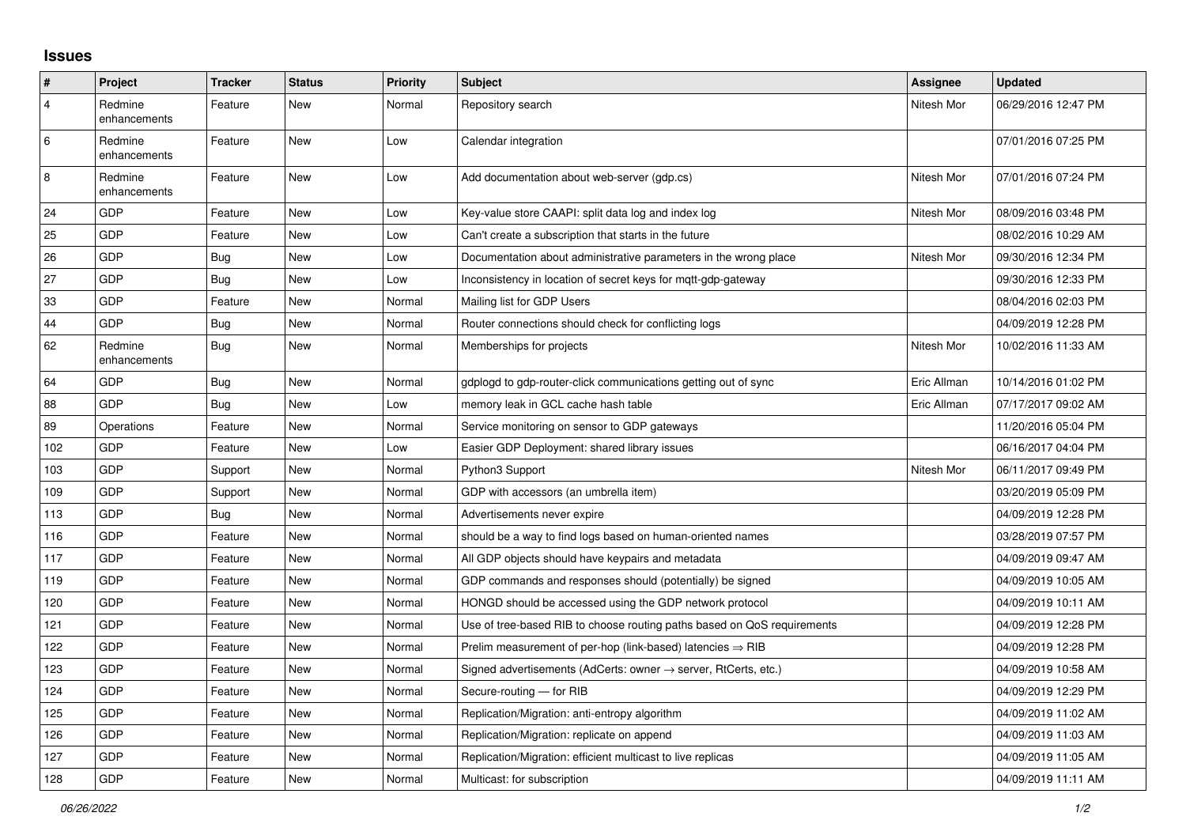## Issues

| # | Project | Tracker | Status | Priority | Subject | Assignee | Updated |
|---|---|---|---|---|---|---|---|
| 4 | Redmine enhancements | Feature | New | Normal | Repository search | Nitesh Mor | 06/29/2016 12:47 PM |
| 6 | Redmine enhancements | Feature | New | Low | Calendar integration | | 07/01/2016 07:25 PM |
| 8 | Redmine enhancements | Feature | New | Low | Add documentation about web-server (gdp.cs) | Nitesh Mor | 07/01/2016 07:24 PM |
| 24 | GDP | Feature | New | Low | Key-value store CAAPI: split data log and index log | Nitesh Mor | 08/09/2016 03:48 PM |
| 25 | GDP | Feature | New | Low | Can't create a subscription that starts in the future | | 08/02/2016 10:29 AM |
| 26 | GDP | Bug | New | Low | Documentation about administrative parameters in the wrong place | Nitesh Mor | 09/30/2016 12:34 PM |
| 27 | GDP | Bug | New | Low | Inconsistency in location of secret keys for mqtt-gdp-gateway | | 09/30/2016 12:33 PM |
| 33 | GDP | Feature | New | Normal | Mailing list for GDP Users | | 08/04/2016 02:03 PM |
| 44 | GDP | Bug | New | Normal | Router connections should check for conflicting logs | | 04/09/2019 12:28 PM |
| 62 | Redmine enhancements | Bug | New | Normal | Memberships for projects | Nitesh Mor | 10/02/2016 11:33 AM |
| 64 | GDP | Bug | New | Normal | gdplogd to gdp-router-click communications getting out of sync | Eric Allman | 10/14/2016 01:02 PM |
| 88 | GDP | Bug | New | Low | memory leak in GCL cache hash table | Eric Allman | 07/17/2017 09:02 AM |
| 89 | Operations | Feature | New | Normal | Service monitoring on sensor to GDP gateways | | 11/20/2016 05:04 PM |
| 102 | GDP | Feature | New | Low | Easier GDP Deployment: shared library issues | | 06/16/2017 04:04 PM |
| 103 | GDP | Support | New | Normal | Python3 Support | Nitesh Mor | 06/11/2017 09:49 PM |
| 109 | GDP | Support | New | Normal | GDP with accessors (an umbrella item) | | 03/20/2019 05:09 PM |
| 113 | GDP | Bug | New | Normal | Advertisements never expire | | 04/09/2019 12:28 PM |
| 116 | GDP | Feature | New | Normal | should be a way to find logs based on human-oriented names | | 03/28/2019 07:57 PM |
| 117 | GDP | Feature | New | Normal | All GDP objects should have keypairs and metadata | | 04/09/2019 09:47 AM |
| 119 | GDP | Feature | New | Normal | GDP commands and responses should (potentially) be signed | | 04/09/2019 10:05 AM |
| 120 | GDP | Feature | New | Normal | HONGD should be accessed using the GDP network protocol | | 04/09/2019 10:11 AM |
| 121 | GDP | Feature | New | Normal | Use of tree-based RIB to choose routing paths based on QoS requirements | | 04/09/2019 12:28 PM |
| 122 | GDP | Feature | New | Normal | Prelim measurement of per-hop (link-based) latencies ⇒ RIB | | 04/09/2019 12:28 PM |
| 123 | GDP | Feature | New | Normal | Signed advertisements (AdCerts: owner → server, RtCerts, etc.) | | 04/09/2019 10:58 AM |
| 124 | GDP | Feature | New | Normal | Secure-routing — for RIB | | 04/09/2019 12:29 PM |
| 125 | GDP | Feature | New | Normal | Replication/Migration: anti-entropy algorithm | | 04/09/2019 11:02 AM |
| 126 | GDP | Feature | New | Normal | Replication/Migration: replicate on append | | 04/09/2019 11:03 AM |
| 127 | GDP | Feature | New | Normal | Replication/Migration: efficient multicast to live replicas | | 04/09/2019 11:05 AM |
| 128 | GDP | Feature | New | Normal | Multicast: for subscription | | 04/09/2019 11:11 AM |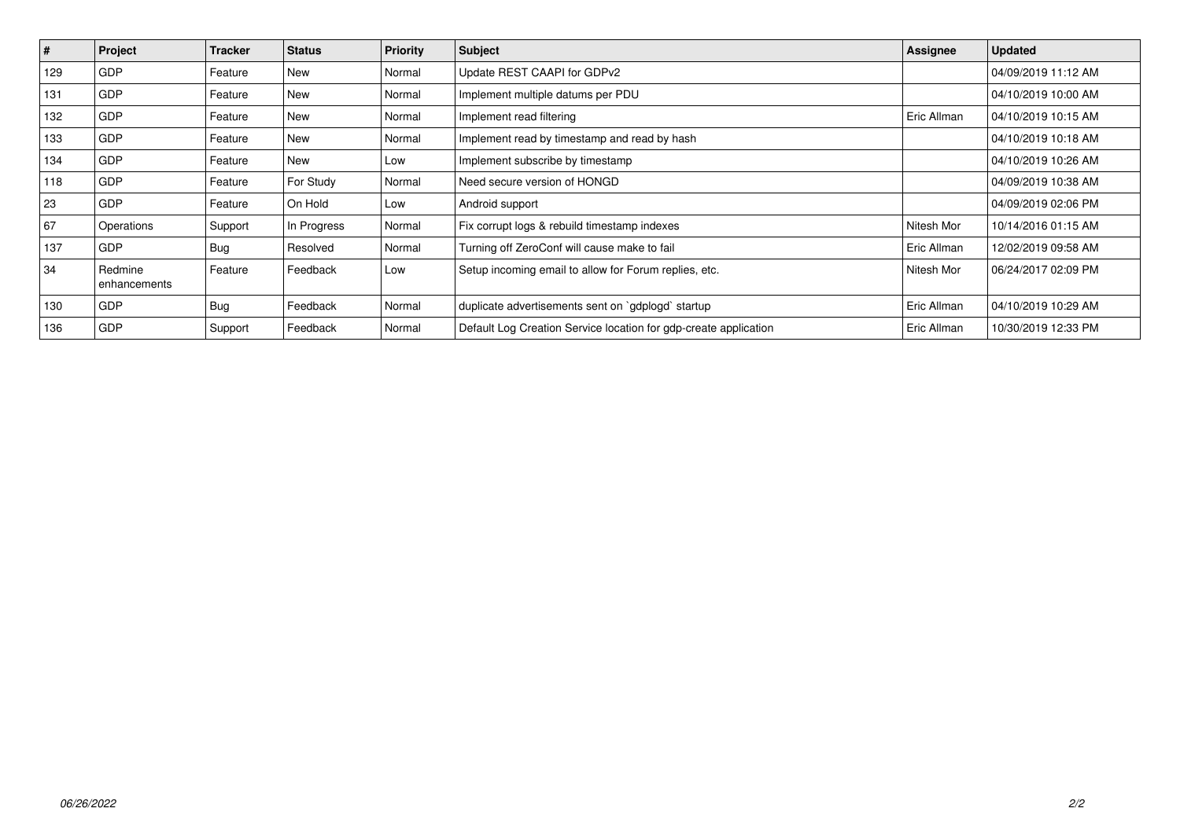| # | Project | Tracker | Status | Priority | Subject | Assignee | Updated |
| --- | --- | --- | --- | --- | --- | --- | --- |
| 129 | GDP | Feature | New | Normal | Update REST CAAPI for GDPv2 | | 04/09/2019 11:12 AM |
| 131 | GDP | Feature | New | Normal | Implement multiple datums per PDU | | 04/10/2019 10:00 AM |
| 132 | GDP | Feature | New | Normal | Implement read filtering | Eric Allman | 04/10/2019 10:15 AM |
| 133 | GDP | Feature | New | Normal | Implement read by timestamp and read by hash | | 04/10/2019 10:18 AM |
| 134 | GDP | Feature | New | Low | Implement subscribe by timestamp | | 04/10/2019 10:26 AM |
| 118 | GDP | Feature | For Study | Normal | Need secure version of HONGD | | 04/09/2019 10:38 AM |
| 23 | GDP | Feature | On Hold | Low | Android support | | 04/09/2019 02:06 PM |
| 67 | Operations | Support | In Progress | Normal | Fix corrupt logs & rebuild timestamp indexes | Nitesh Mor | 10/14/2016 01:15 AM |
| 137 | GDP | Bug | Resolved | Normal | Turning off ZeroConf will cause make to fail | Eric Allman | 12/02/2019 09:58 AM |
| 34 | Redmine enhancements | Feature | Feedback | Low | Setup incoming email to allow for Forum replies, etc. | Nitesh Mor | 06/24/2017 02:09 PM |
| 130 | GDP | Bug | Feedback | Normal | duplicate advertisements sent on `gdplogd` startup | Eric Allman | 04/10/2019 10:29 AM |
| 136 | GDP | Support | Feedback | Normal | Default Log Creation Service location for gdp-create application | Eric Allman | 10/30/2019 12:33 PM |